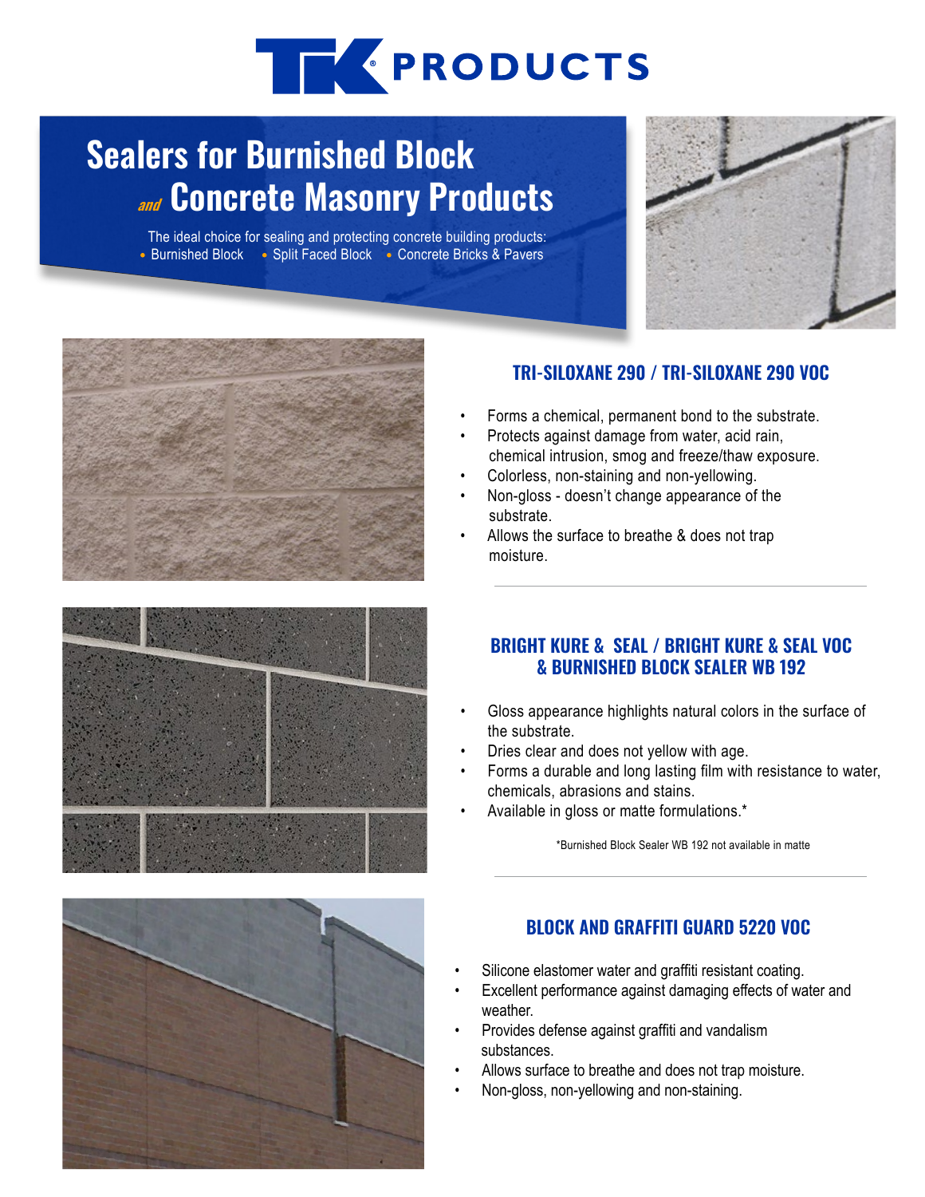TK PRODUCTS

# Sealers for Burnished Block *and* Concrete Masonry Products

The ideal choice for sealing and protecting concrete building products:
- Burnished Block
- Split Faced Block
- Concrete Bricks & Pavers

## TRI-SILOXANE 290 / TRI-SILOXANE 290 VOC

- Forms a chemical, permanent bond to the substrate.
- Protects against damage from water, acid rain, chemical intrusion, smog and freeze/thaw exposure.
- Colorless, non-staining and non-yellowing.
- Non-gloss - doesn't change appearance of the substrate.
- Allows the surface to breathe & does not trap moisture.

## BRIGHT KURE & SEAL / BRIGHT KURE & SEAL VOC & BURNISHED BLOCK SEALER WB 192

- Gloss appearance highlights natural colors in the surface of the substrate.
- Dries clear and does not yellow with age.
- Forms a durable and long lasting film with resistance to water, chemicals, abrasions and stains.
- Available in gloss or matte formulations.*

*Burnished Block Sealer WB 192 not available in matte

## BLOCK AND GRAFFITI GUARD 5220 VOC

- Silicone elastomer water and graffiti resistant coating.
- Excellent performance against damaging effects of water and weather.
- Provides defense against graffiti and vandalism substances.
- Allows surface to breathe and does not trap moisture.
- Non-gloss, non-yellowing and non-staining.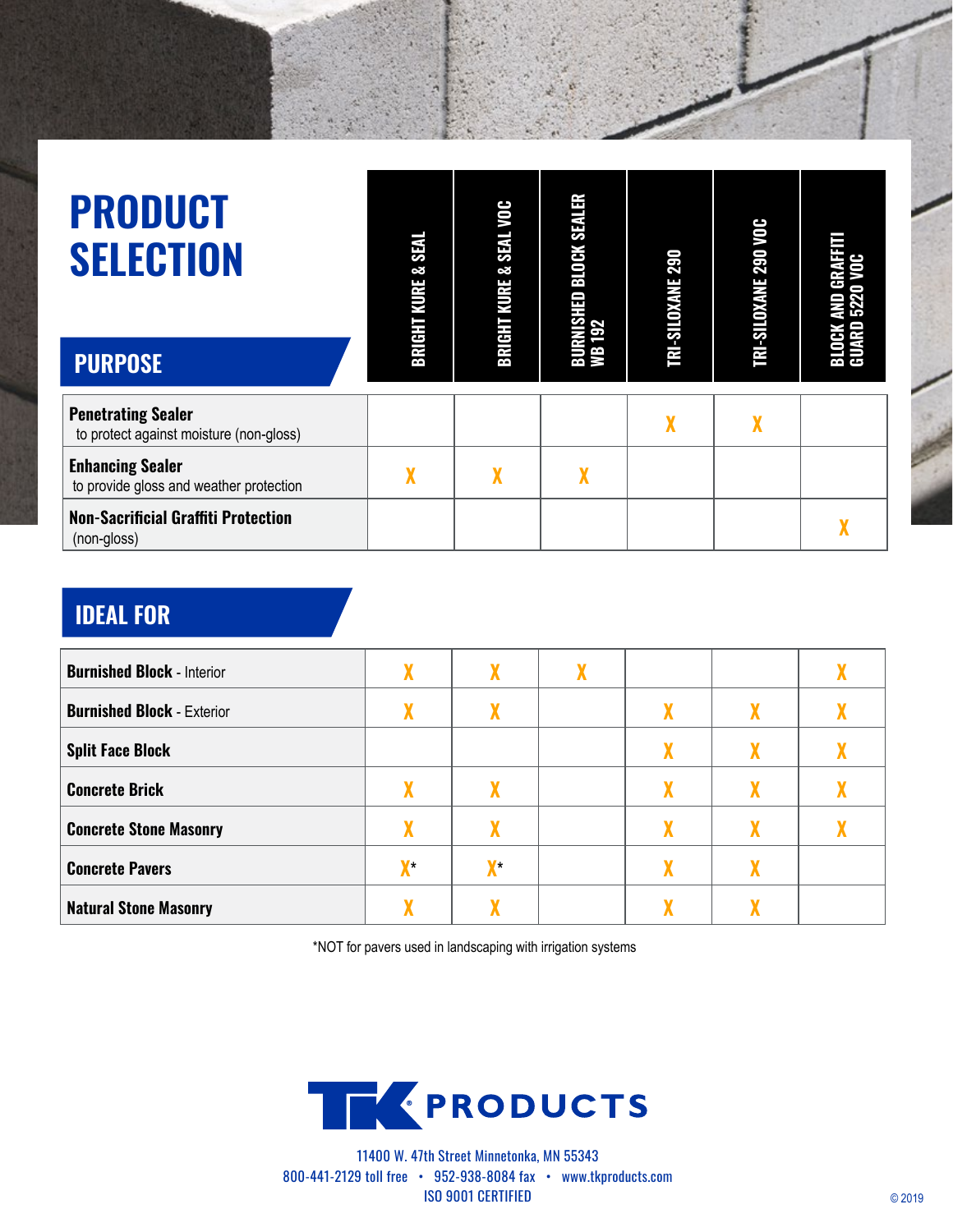# PRODUCT SELECTION

## PURPOSE

| Purpose | BRIGHT KURE & SEAL | BRIGHT KURE & SEAL VOC | BURNISHED BLOCK SEALER WB 192 | TRI-SILOXANE 290 | TRI-SILOXANE 290 VOC | BLOCK AND GRAFFITI GUARD 5220 VOC |
|---|---|---|---|---|---|---|
| **Penetrating Sealer** to protect against moisture (non-gloss) | | | | X | X | |
| **Enhancing Sealer** to provide gloss and weather protection | X | X | X | | | |
| **Non-Sacrificial Graffiti Protection** (non-gloss) | | | | | | X |

## IDEAL FOR

| Ideal For | BRIGHT KURE & SEAL | BRIGHT KURE & SEAL VOC | BURNISHED BLOCK SEALER WB 192 | TRI-SILOXANE 290 | TRI-SILOXANE 290 VOC | BLOCK AND GRAFFITI GUARD 5220 VOC |
|---|---|---|---|---|---|---|
| **Burnished Block** - Interior | X | X | X | | | X |
| **Burnished Block** - Exterior | X | X | | X | X | X |
| **Split Face Block** | | | | X | X | X |
| **Concrete Brick** | X | X | | X | X | X |
| **Concrete Stone Masonry** | X | X | | X | X | X |
| **Concrete Pavers** | X* | X* | | X | X | |
| **Natural Stone Masonry** | X | X | | X | X | |

*NOT for pavers used in landscaping with irrigation systems

TK PRODUCTS

11400 W. 47th Street Minnetonka, MN 55343
800-441-2129 toll free • 952-938-8084 fax • www.tkproducts.com
ISO 9001 CERTIFIED

© 2019